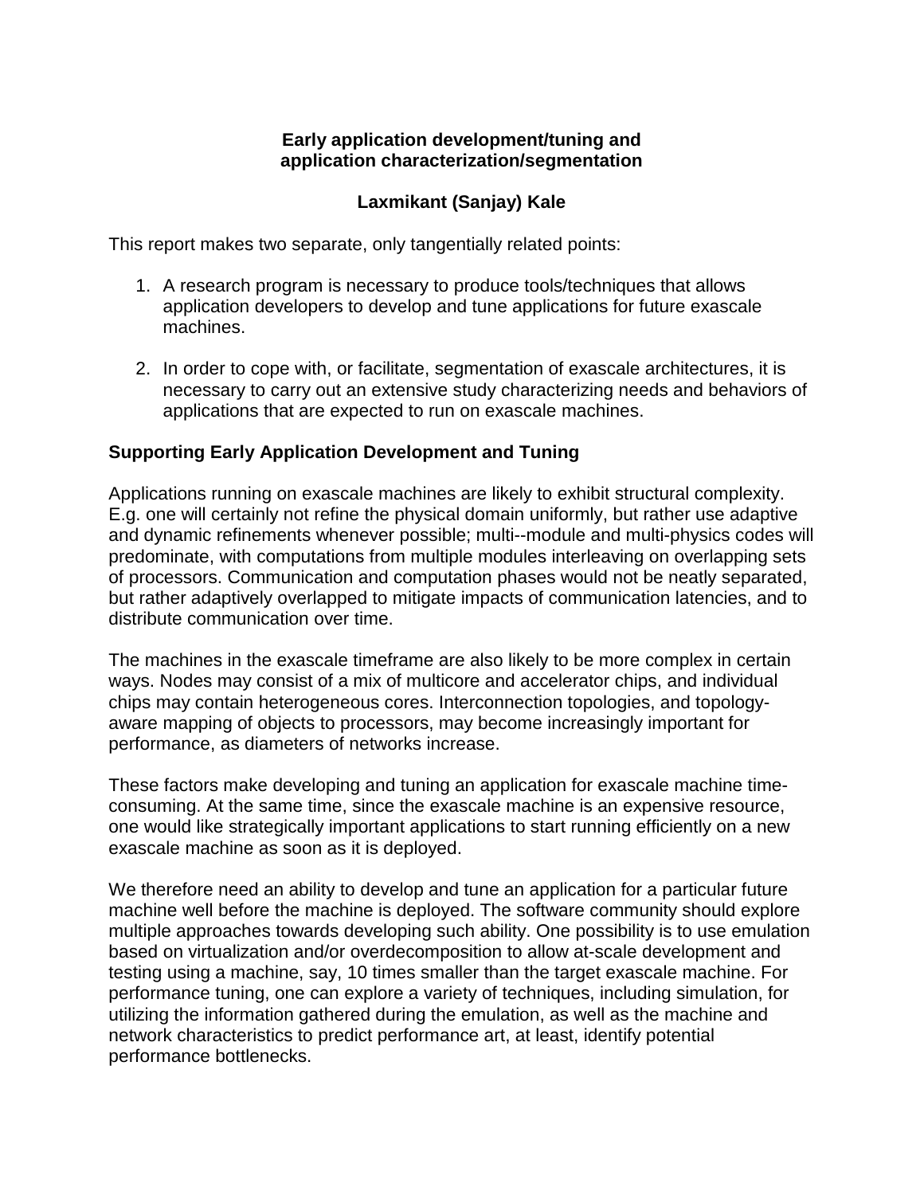**Early application development/tuning and application characterization/segmentation**

**Laxmikant (Sanjay) Kale**

This report makes two separate, only tangentially related points:

1. A research program is necessary to produce tools/techniques that allows application developers to develop and tune applications for future exascale machines.

2. In order to cope with, or facilitate, segmentation of exascale architectures, it is necessary to carry out an extensive study characterizing needs and behaviors of applications that are expected to run on exascale machines.

## Supporting Early Application Development and Tuning

Applications running on exascale machines are likely to exhibit structural complexity. E.g. one will certainly not refine the physical domain uniformly, but rather use adaptive and dynamic refinements whenever possible; multi--module and multi-physics codes will predominate, with computations from multiple modules interleaving on overlapping sets of processors. Communication and computation phases would not be neatly separated, but rather adaptively overlapped to mitigate impacts of communication latencies, and to distribute communication over time.

The machines in the exascale timeframe are also likely to be more complex in certain ways. Nodes may consist of a mix of multicore and accelerator chips, and individual chips may contain heterogeneous cores. Interconnection topologies, and topology-aware mapping of objects to processors, may become increasingly important for performance, as diameters of networks increase.

These factors make developing and tuning an application for exascale machine time-consuming. At the same time, since the exascale machine is an expensive resource, one would like strategically important applications to start running efficiently on a new exascale machine as soon as it is deployed.

We therefore need an ability to develop and tune an application for a particular future machine well before the machine is deployed. The software community should explore multiple approaches towards developing such ability. One possibility is to use emulation based on virtualization and/or overdecomposition to allow at-scale development and testing using a machine, say, 10 times smaller than the target exascale machine. For performance tuning, one can explore a variety of techniques, including simulation, for utilizing the information gathered during the emulation, as well as the machine and network characteristics to predict performance art, at least, identify potential performance bottlenecks.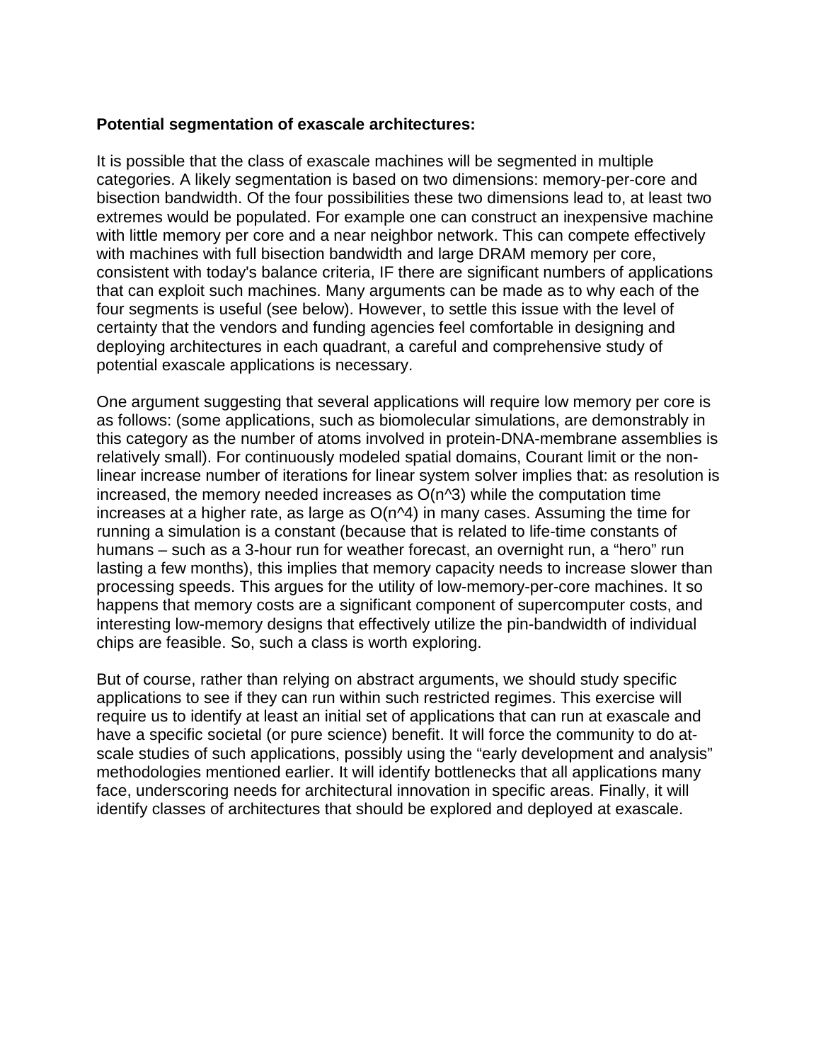**Potential segmentation of exascale architectures:**

It is possible that the class of exascale machines will be segmented in multiple categories. A likely segmentation is based on two dimensions: memory-per-core and bisection bandwidth. Of the four possibilities these two dimensions lead to, at least two extremes would be populated. For example one can construct an inexpensive machine with little memory per core and a near neighbor network. This can compete effectively with machines with full bisection bandwidth and large DRAM memory per core, consistent with today's balance criteria, IF there are significant numbers of applications that can exploit such machines. Many arguments can be made as to why each of the four segments is useful (see below). However, to settle this issue with the level of certainty that the vendors and funding agencies feel comfortable in designing and deploying architectures in each quadrant, a careful and comprehensive study of potential exascale applications is necessary.

One argument suggesting that several applications will require low memory per core is as follows: (some applications, such as biomolecular simulations, are demonstrably in this category as the number of atoms involved in protein-DNA-membrane assemblies is relatively small). For continuously modeled spatial domains, Courant limit or the non-linear increase number of iterations for linear system solver implies that: as resolution is increased, the memory needed increases as $O(n^3)$ while the computation time increases at a higher rate, as large as $O(n^4)$ in many cases. Assuming the time for running a simulation is a constant (because that is related to life-time constants of humans – such as a 3-hour run for weather forecast, an overnight run, a "hero" run lasting a few months), this implies that memory capacity needs to increase slower than processing speeds. This argues for the utility of low-memory-per-core machines. It so happens that memory costs are a significant component of supercomputer costs, and interesting low-memory designs that effectively utilize the pin-bandwidth of individual chips are feasible. So, such a class is worth exploring.

But of course, rather than relying on abstract arguments, we should study specific applications to see if they can run within such restricted regimes. This exercise will require us to identify at least an initial set of applications that can run at exascale and have a specific societal (or pure science) benefit. It will force the community to do at-scale studies of such applications, possibly using the "early development and analysis" methodologies mentioned earlier. It will identify bottlenecks that all applications many face, underscoring needs for architectural innovation in specific areas. Finally, it will identify classes of architectures that should be explored and deployed at exascale.